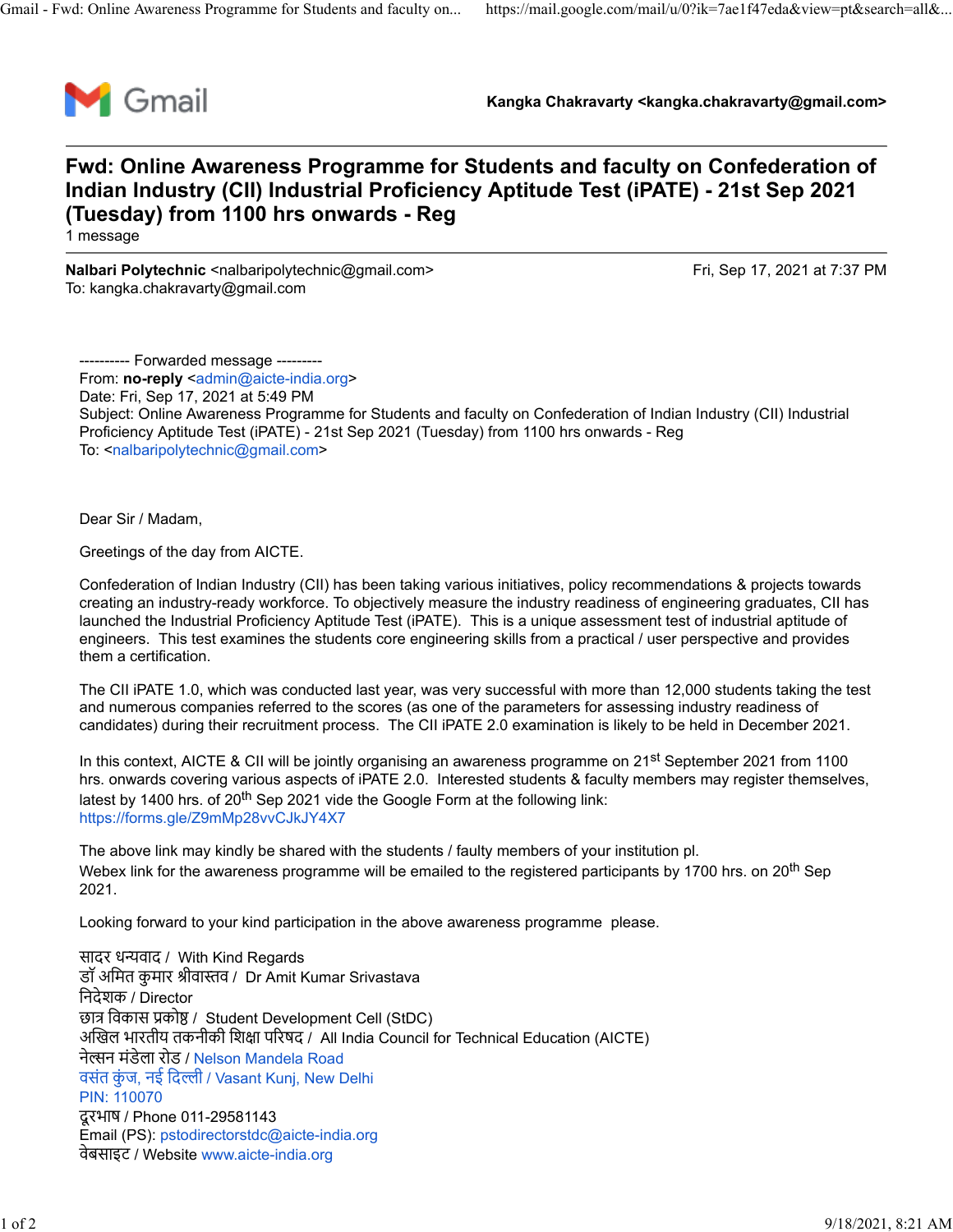Gmail **Kangka Chakravarty <kangka.chakravarty@gmail.com>**

# Fwd: Online Awareness Programme for Students and faculty on Confederation of Indian Industry (CII) Industrial Proficiency Aptitude Test (iPATE) - 21st Sep 2021 (Tuesday) from 1100 hrs onwards - Reg

1 message

**Nalbari Polytechnic** <nalbaripolytechnic@gmail.com> Fri, Sep 17, 2021 at 7:37 PM
To: kangka.chakravarty@gmail.com

---------- Forwarded message ---------
From: **no-reply** <admin@aicte-india.org>
Date: Fri, Sep 17, 2021 at 5:49 PM
Subject: Online Awareness Programme for Students and faculty on Confederation of Indian Industry (CII) Industrial Proficiency Aptitude Test (iPATE) - 21st Sep 2021 (Tuesday) from 1100 hrs onwards - Reg
To: <nalbaripolytechnic@gmail.com>

Dear Sir / Madam,

Greetings of the day from AICTE.

Confederation of Indian Industry (CII) has been taking various initiatives, policy recommendations & projects towards creating an industry-ready workforce. To objectively measure the industry readiness of engineering graduates, CII has launched the Industrial Proficiency Aptitude Test (iPATE). This is a unique assessment test of industrial aptitude of engineers. This test examines the students core engineering skills from a practical / user perspective and provides them a certification.

The CII iPATE 1.0, which was conducted last year, was very successful with more than 12,000 students taking the test and numerous companies referred to the scores (as one of the parameters for assessing industry readiness of candidates) during their recruitment process. The CII iPATE 2.0 examination is likely to be held in December 2021.

In this context, AICTE & CII will be jointly organising an awareness programme on 21st September 2021 from 1100 hrs. onwards covering various aspects of iPATE 2.0. Interested students & faculty members may register themselves, latest by 1400 hrs. of 20th Sep 2021 vide the Google Form at the following link:
https://forms.gle/Z9mMp28vvCJkJY4X7

The above link may kindly be shared with the students / faulty members of your institution pl.
Webex link for the awareness programme will be emailed to the registered participants by 1700 hrs. on 20th Sep 2021.

Looking forward to your kind participation in the above awareness programme please.

सादर धन्यवाद / With Kind Regards
डॉ अमित कुमार श्रीवास्तव / Dr Amit Kumar Srivastava
निदेशक / Director
छात्र विकास प्रकोष्ठ / Student Development Cell (StDC)
अखिल भारतीय तकनीकी शिक्षा परिषद / All India Council for Technical Education (AICTE)
नेल्सन मंडेला रोड / Nelson Mandela Road
वसंत कुंज, नई दिल्ली / Vasant Kunj, New Delhi
PIN: 110070
दूरभाष / Phone 011-29581143
Email (PS): pstodirectorstdc@aicte-india.org
वेबसाइट / Website www.aicte-india.org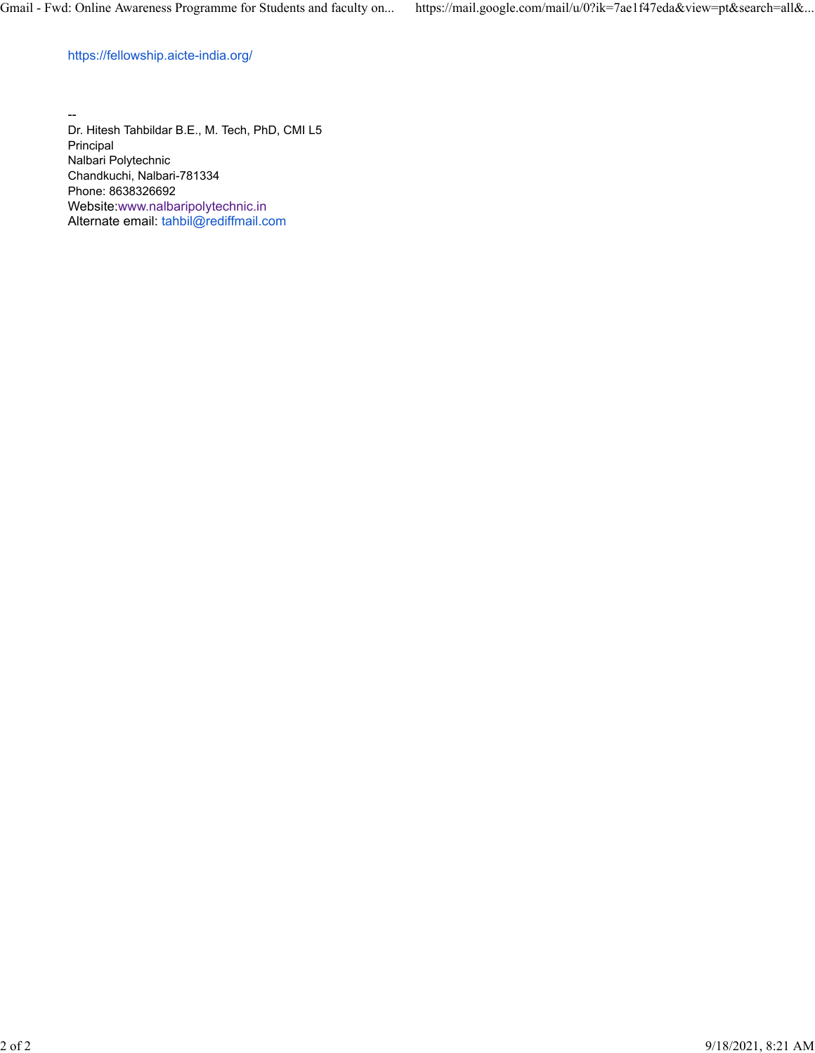https://fellowship.aicte-india.org/

--
Dr. Hitesh Tahbildar B.E., M. Tech, PhD, CMI L5
Principal
Nalbari Polytechnic
Chandkuchi, Nalbari-781334
Phone: 8638326692
Website:www.nalbaripolytechnic.in
Alternate email: tahbil@rediffmail.com